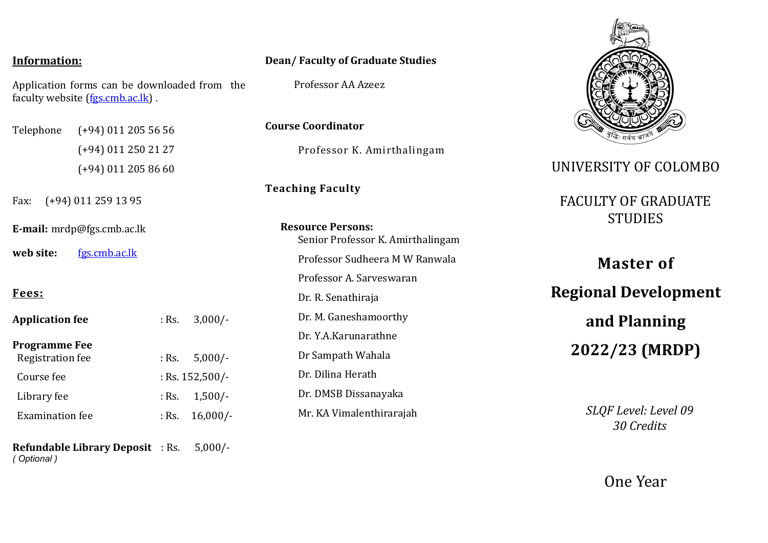## Information:

Application forms can be downloaded from the faculty website ([fgs.cmb.ac.lk](fgs.cmb.ac.lk)) .

Telephone (+94) 011 205 56 56
(+94) 011 250 21 27
(+94) 011 205 86 60

Fax: (+94) 011 259 13 95

**E-mail:** mrdp@fgs.cmb.ac.lk

**web site:** [fgs.cmb.ac.lk](fgs.cmb.ac.lk)

## Fees:

| | |
|---|---|
| **Application fee** | : Rs. 3,000/- |
| **Programme Fee** | |
| Registration fee | : Rs. 5,000/- |
| Course fee | : Rs. 152,500/- |
| Library fee | : Rs. 1,500/- |
| Examination fee | : Rs. 16,000/- |
| **Refundable Library Deposit** *( Optional )* | : Rs. 5,000/- |

**Dean/ Faculty of Graduate Studies**

Professor AA Azeez

**Course Coordinator**

Professor K. Amirthalingam

**Teaching Faculty**

**Resource Persons:**

Senior Professor K. Amirthalingam
Professor Sudheera M W Ranwala
Professor A. Sarveswaran
Dr. R. Senathiraja
Dr. M. Ganeshamoorthy
Dr. Y.A.Karunarathne
Dr Sampath Wahala
Dr. Dilina Herath
Dr. DMSB Dissanayaka
Mr. KA Vimalenthirarajah

UNIVERSITY OF COLOMBO

FACULTY OF GRADUATE STUDIES

# Master of Regional Development and Planning 2022/23 (MRDP)

*SLQF Level: Level 09*
*30 Credits*

One Year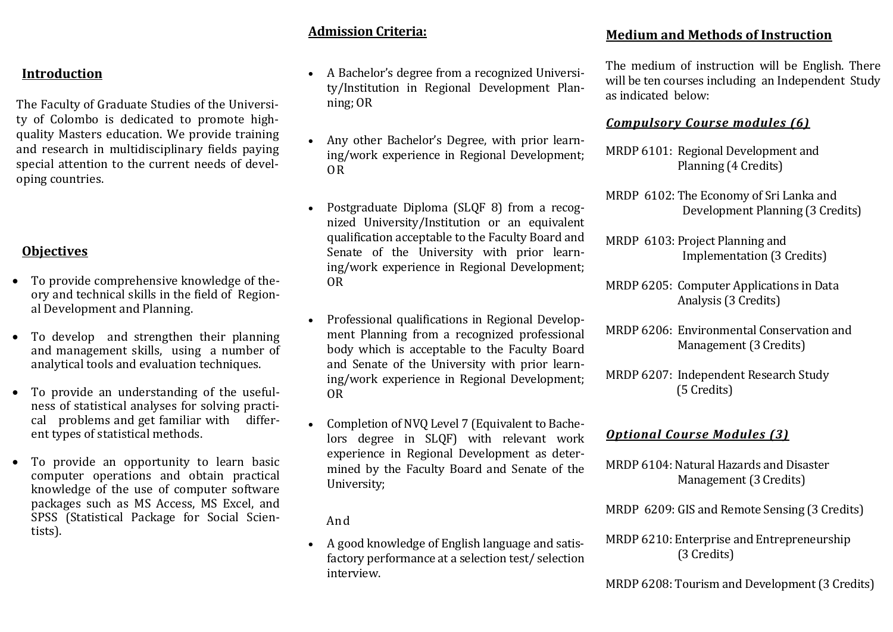## Introduction

The Faculty of Graduate Studies of the University of Colombo is dedicated to promote high-quality Masters education. We provide training and research in multidisciplinary fields paying special attention to the current needs of developing countries.

## Objectives

- To provide comprehensive knowledge of theory and technical skills in the field of Regional Development and Planning.
- To develop and strengthen their planning and management skills, using a number of analytical tools and evaluation techniques.
- To provide an understanding of the usefulness of statistical analyses for solving practical problems and get familiar with different types of statistical methods.
- To provide an opportunity to learn basic computer operations and obtain practical knowledge of the use of computer software packages such as MS Access, MS Excel, and SPSS (Statistical Package for Social Scientists).

## Admission Criteria:

- A Bachelor's degree from a recognized University/Institution in Regional Development Planning; OR
- Any other Bachelor's Degree, with prior learning/work experience in Regional Development; OR
- Postgraduate Diploma (SLQF 8) from a recognized University/Institution or an equivalent qualification acceptable to the Faculty Board and Senate of the University with prior learning/work experience in Regional Development; OR
- Professional qualifications in Regional Development Planning from a recognized professional body which is acceptable to the Faculty Board and Senate of the University with prior learning/work experience in Regional Development; OR
- Completion of NVQ Level 7 (Equivalent to Bachelors degree in SLQF) with relevant work experience in Regional Development as determined by the Faculty Board and Senate of the University;

And

- A good knowledge of English language and satisfactory performance at a selection test/ selection interview.

## Medium and Methods of Instruction

The medium of instruction will be English. There will be ten courses including an Independent Study as indicated below:

### *Compulsory Course modules (6)*

MRDP 6101: Regional Development and Planning (4 Credits)

MRDP 6102: The Economy of Sri Lanka and Development Planning (3 Credits)

MRDP 6103: Project Planning and Implementation (3 Credits)

MRDP 6205: Computer Applications in Data Analysis (3 Credits)

MRDP 6206: Environmental Conservation and Management (3 Credits)

MRDP 6207: Independent Research Study (5 Credits)

### *Optional Course Modules (3)*

MRDP 6104: Natural Hazards and Disaster Management (3 Credits)

MRDP 6209: GIS and Remote Sensing (3 Credits)

MRDP 6210: Enterprise and Entrepreneurship (3 Credits)

MRDP 6208: Tourism and Development (3 Credits)